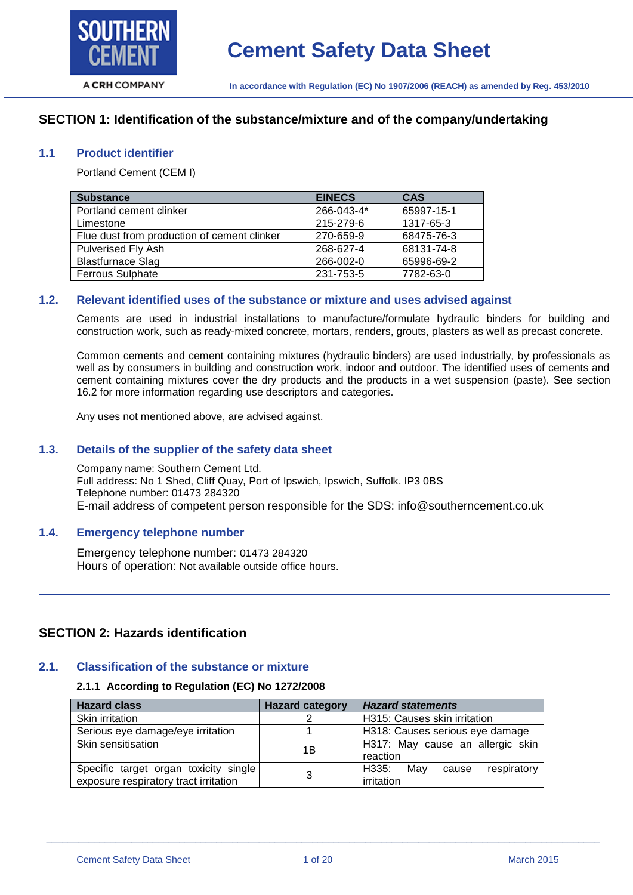SOUTHERN CEMENT

A CRH COMPANY

# Cement Safety Data Sheet

**In accordance with Regulation (EC) No 1907/2006 (REACH) as amended by Reg. 453/2010**

## SECTION 1: Identification of the substance/mixture and of the company/undertaking

### 1.1 Product identifier

Portland Cement (CEM I)

| Substance | EINECS | CAS |
|---|---|---|
| Portland cement clinker | 266-043-4* | 65997-15-1 |
| Limestone | 215-279-6 | 1317-65-3 |
| Flue dust from production of cement clinker | 270-659-9 | 68475-76-3 |
| Pulverised Fly Ash | 268-627-4 | 68131-74-8 |
| Blastfurnace Slag | 266-002-0 | 65996-69-2 |
| Ferrous Sulphate | 231-753-5 | 7782-63-0 |

### 1.2. Relevant identified uses of the substance or mixture and uses advised against

Cements are used in industrial installations to manufacture/formulate hydraulic binders for building and construction work, such as ready-mixed concrete, mortars, renders, grouts, plasters as well as precast concrete.

Common cements and cement containing mixtures (hydraulic binders) are used industrially, by professionals as well as by consumers in building and construction work, indoor and outdoor. The identified uses of cements and cement containing mixtures cover the dry products and the products in a wet suspension (paste). See section 16.2 for more information regarding use descriptors and categories.

Any uses not mentioned above, are advised against.

### 1.3. Details of the supplier of the safety data sheet

Company name: Southern Cement Ltd.
Full address: No 1 Shed, Cliff Quay, Port of Ipswich, Ipswich, Suffolk. IP3 0BS
Telephone number: 01473 284320
E-mail address of competent person responsible for the SDS: info@southerncement.co.uk

### 1.4. Emergency telephone number

Emergency telephone number: 01473 284320
Hours of operation: Not available outside office hours.

## SECTION 2: Hazards identification

### 2.1. Classification of the substance or mixture

**2.1.1 According to Regulation (EC) No 1272/2008**

| Hazard class | Hazard category | *Hazard statements* |
|---|---|---|
| Skin irritation | 2 | H315: Causes skin irritation |
| Serious eye damage/eye irritation | 1 | H318: Causes serious eye damage |
| Skin sensitisation | 1B | H317: May cause an allergic skin reaction |
| Specific target organ toxicity single exposure respiratory tract irritation | 3 | H335: May cause respiratory irritation |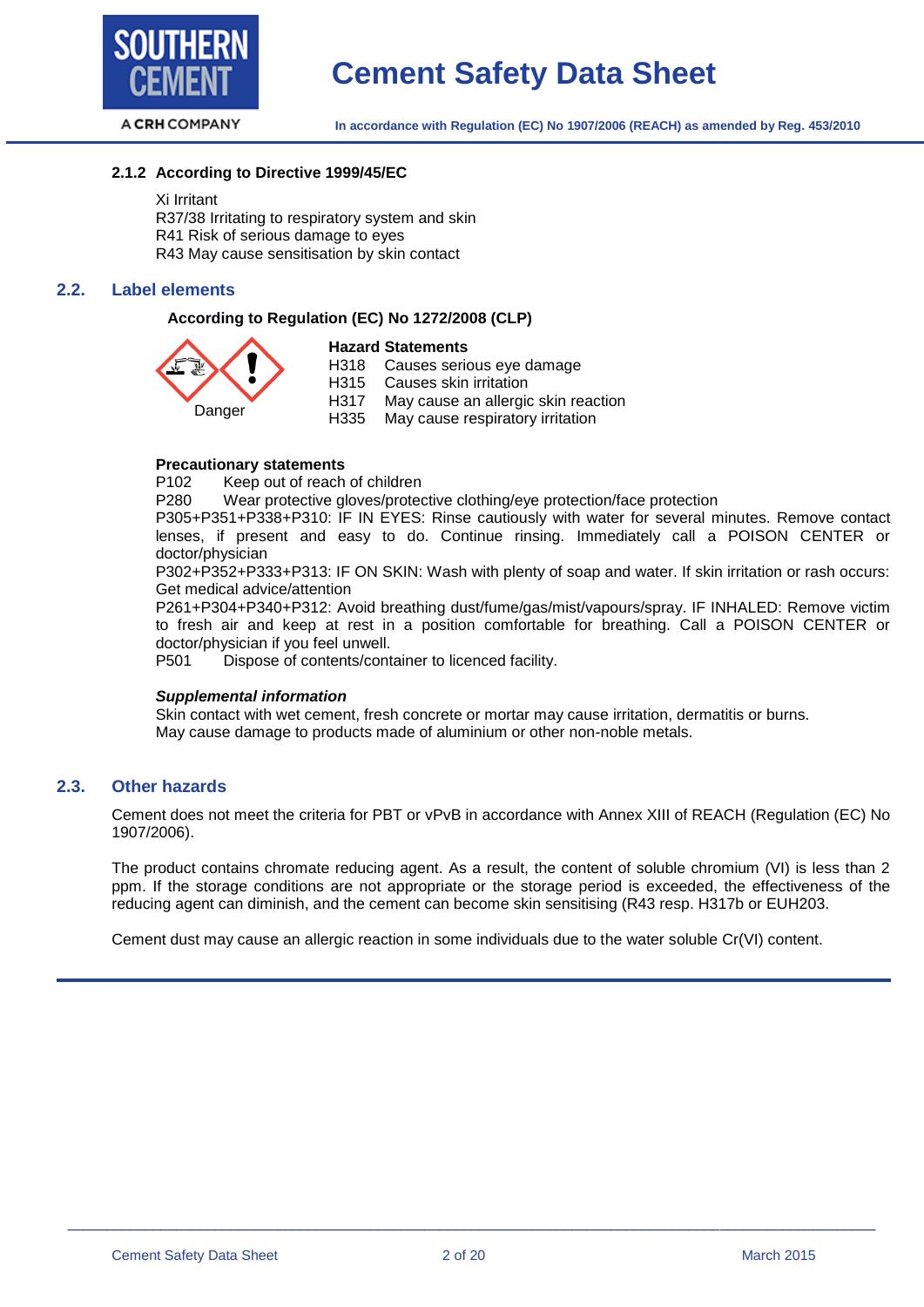#### 2.1.2 According to Directive 1999/45/EC

Xi Irritant
R37/38 Irritating to respiratory system and skin
R41 Risk of serious damage to eyes
R43 May cause sensitisation by skin contact

## 2.2. Label elements

**According to Regulation (EC) No 1272/2008 (CLP)**

Danger

**Hazard Statements**

| | |
|---|---|
| H318 | Causes serious eye damage |
| H315 | Causes skin irritation |
| H317 | May cause an allergic skin reaction |
| H335 | May cause respiratory irritation |

**Precautionary statements**

P102 Keep out of reach of children

P280 Wear protective gloves/protective clothing/eye protection/face protection

P305+P351+P338+P310: IF IN EYES: Rinse cautiously with water for several minutes. Remove contact lenses, if present and easy to do. Continue rinsing. Immediately call a POISON CENTER or doctor/physician

P302+P352+P333+P313: IF ON SKIN: Wash with plenty of soap and water. If skin irritation or rash occurs: Get medical advice/attention

P261+P304+P340+P312: Avoid breathing dust/fume/gas/mist/vapours/spray. IF INHALED: Remove victim to fresh air and keep at rest in a position comfortable for breathing. Call a POISON CENTER or doctor/physician if you feel unwell.

P501 Dispose of contents/container to licenced facility.

***Supplemental information***

Skin contact with wet cement, fresh concrete or mortar may cause irritation, dermatitis or burns.
May cause damage to products made of aluminium or other non-noble metals.

## 2.3. Other hazards

Cement does not meet the criteria for PBT or vPvB in accordance with Annex XIII of REACH (Regulation (EC) No 1907/2006).

The product contains chromate reducing agent. As a result, the content of soluble chromium (VI) is less than 2 ppm. If the storage conditions are not appropriate or the storage period is exceeded, the effectiveness of the reducing agent can diminish, and the cement can become skin sensitising (R43 resp. H317b or EUH203.

Cement dust may cause an allergic reaction in some individuals due to the water soluble Cr(VI) content.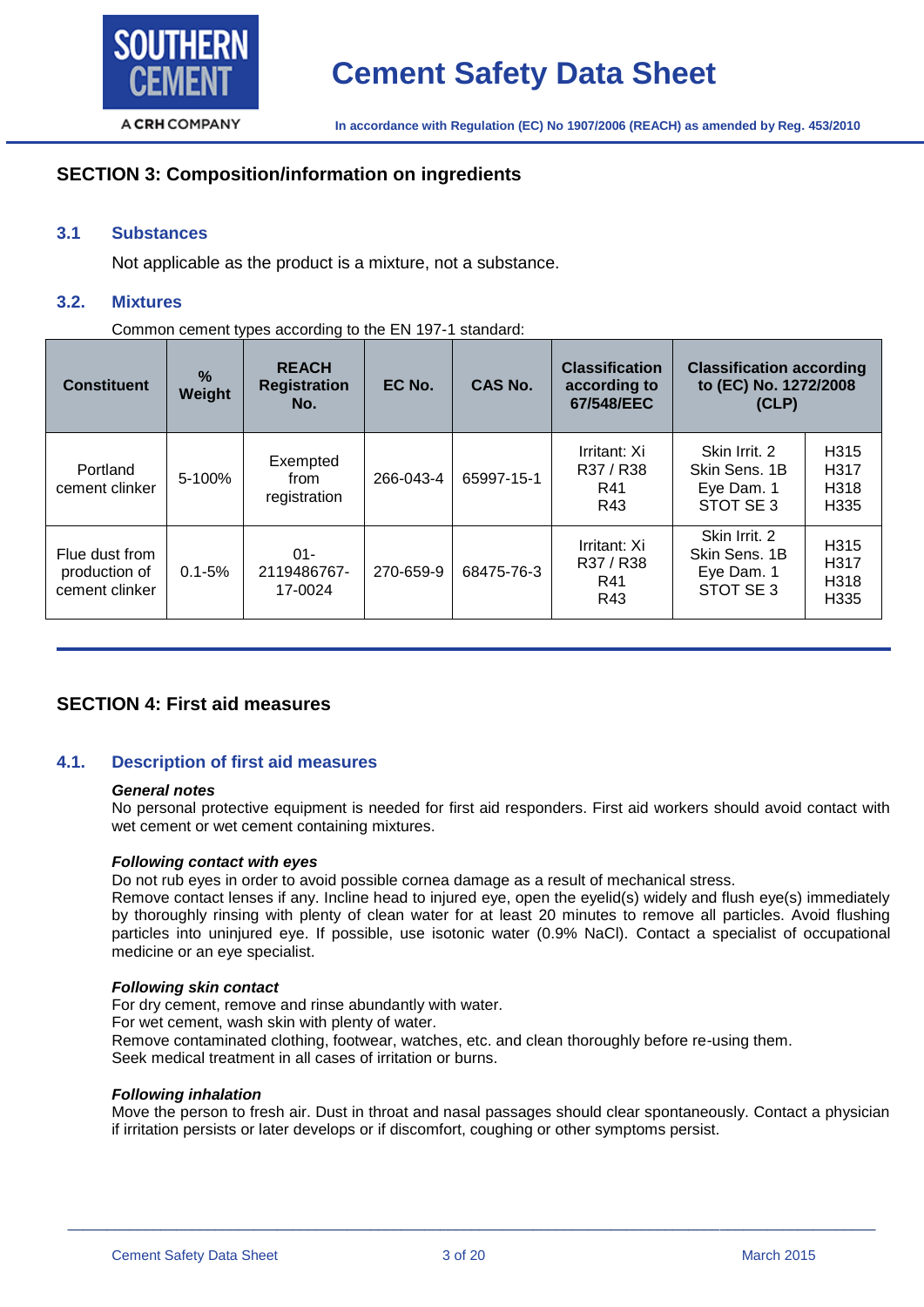## SECTION 3: Composition/information on ingredients

### 3.1 Substances

Not applicable as the product is a mixture, not a substance.

### 3.2. Mixtures

Common cement types according to the EN 197-1 standard:

| Constituent | % Weight | REACH Registration No. | EC No. | CAS No. | Classification according to 67/548/EEC | Classification according to (EC) No. 1272/2008 (CLP) | |
|---|---|---|---|---|---|---|---|
| Portland cement clinker | 5-100% | Exempted from registration | 266-043-4 | 65997-15-1 | Irritant: Xi<br>R37 / R38<br>R41<br>R43 | Skin Irrit. 2<br>Skin Sens. 1B<br>Eye Dam. 1<br>STOT SE 3 | H315<br>H317<br>H318<br>H335 |
| Flue dust from production of cement clinker | 0.1-5% | 01-2119486767-17-0024 | 270-659-9 | 68475-76-3 | Irritant: Xi<br>R37 / R38<br>R41<br>R43 | Skin Irrit. 2<br>Skin Sens. 1B<br>Eye Dam. 1<br>STOT SE 3 | H315<br>H317<br>H318<br>H335 |

## SECTION 4: First aid measures

### 4.1. Description of first aid measures

***General notes***

No personal protective equipment is needed for first aid responders. First aid workers should avoid contact with wet cement or wet cement containing mixtures.

***Following contact with eyes***

Do not rub eyes in order to avoid possible cornea damage as a result of mechanical stress.
Remove contact lenses if any. Incline head to injured eye, open the eyelid(s) widely and flush eye(s) immediately by thoroughly rinsing with plenty of clean water for at least 20 minutes to remove all particles. Avoid flushing particles into uninjured eye. If possible, use isotonic water (0.9% NaCl). Contact a specialist of occupational medicine or an eye specialist.

***Following skin contact***

For dry cement, remove and rinse abundantly with water.
For wet cement, wash skin with plenty of water.
Remove contaminated clothing, footwear, watches, etc. and clean thoroughly before re-using them.
Seek medical treatment in all cases of irritation or burns.

***Following inhalation***

Move the person to fresh air. Dust in throat and nasal passages should clear spontaneously. Contact a physician if irritation persists or later develops or if discomfort, coughing or other symptoms persist.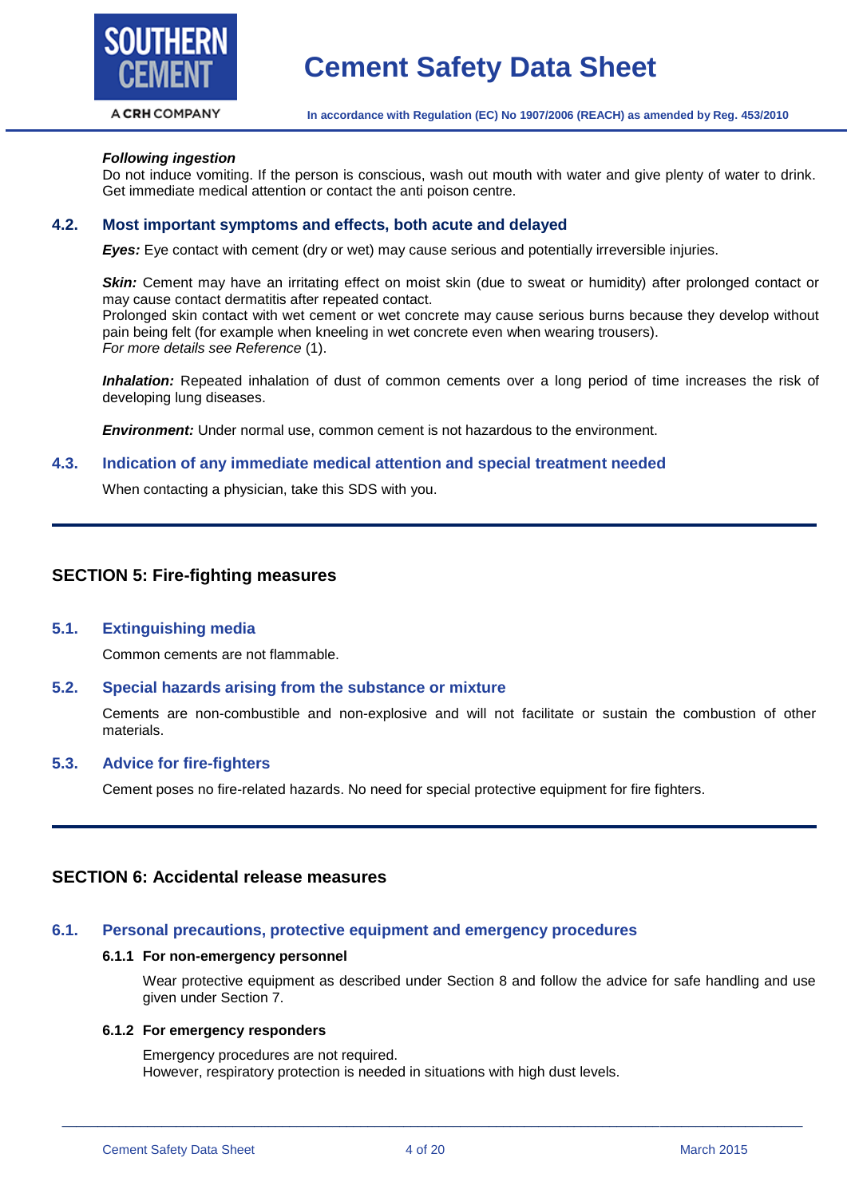***Following ingestion***

Do not induce vomiting. If the person is conscious, wash out mouth with water and give plenty of water to drink. Get immediate medical attention or contact the anti poison centre.

### 4.2. Most important symptoms and effects, both acute and delayed

***Eyes:*** Eye contact with cement (dry or wet) may cause serious and potentially irreversible injuries.

***Skin:*** Cement may have an irritating effect on moist skin (due to sweat or humidity) after prolonged contact or may cause contact dermatitis after repeated contact.
Prolonged skin contact with wet cement or wet concrete may cause serious burns because they develop without pain being felt (for example when kneeling in wet concrete even when wearing trousers).
*For more details see Reference* (1).

***Inhalation:*** Repeated inhalation of dust of common cements over a long period of time increases the risk of developing lung diseases.

***Environment:*** Under normal use, common cement is not hazardous to the environment.

### 4.3. Indication of any immediate medical attention and special treatment needed

When contacting a physician, take this SDS with you.

## SECTION 5: Fire-fighting measures

### 5.1. Extinguishing media

Common cements are not flammable.

### 5.2. Special hazards arising from the substance or mixture

Cements are non-combustible and non-explosive and will not facilitate or sustain the combustion of other materials.

### 5.3. Advice for fire-fighters

Cement poses no fire-related hazards. No need for special protective equipment for fire fighters.

## SECTION 6: Accidental release measures

### 6.1. Personal precautions, protective equipment and emergency procedures

#### 6.1.1 For non-emergency personnel

Wear protective equipment as described under Section 8 and follow the advice for safe handling and use given under Section 7.

#### 6.1.2 For emergency responders

Emergency procedures are not required.
However, respiratory protection is needed in situations with high dust levels.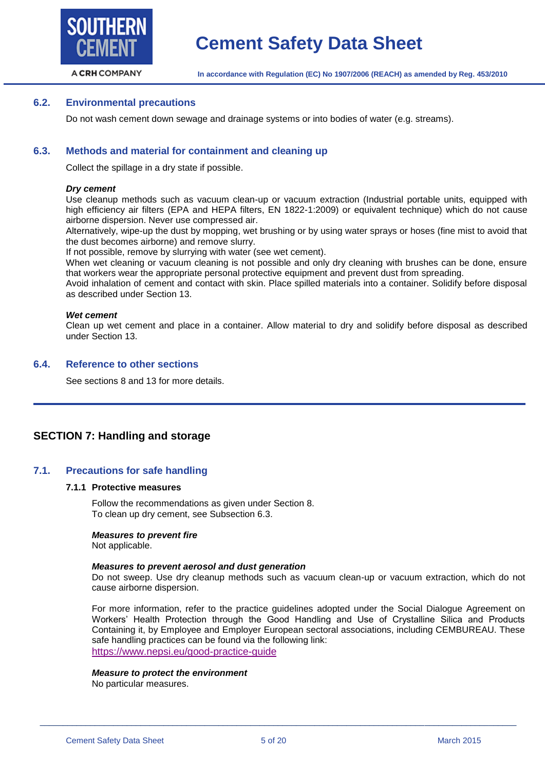### 6.2. Environmental precautions

Do not wash cement down sewage and drainage systems or into bodies of water (e.g. streams).

### 6.3. Methods and material for containment and cleaning up

Collect the spillage in a dry state if possible.

***Dry cement***

Use cleanup methods such as vacuum clean-up or vacuum extraction (Industrial portable units, equipped with high efficiency air filters (EPA and HEPA filters, EN 1822-1:2009) or equivalent technique) which do not cause airborne dispersion. Never use compressed air.
Alternatively, wipe-up the dust by mopping, wet brushing or by using water sprays or hoses (fine mist to avoid that the dust becomes airborne) and remove slurry.
If not possible, remove by slurrying with water (see wet cement).
When wet cleaning or vacuum cleaning is not possible and only dry cleaning with brushes can be done, ensure that workers wear the appropriate personal protective equipment and prevent dust from spreading.
Avoid inhalation of cement and contact with skin. Place spilled materials into a container. Solidify before disposal as described under Section 13.

***Wet cement***

Clean up wet cement and place in a container. Allow material to dry and solidify before disposal as described under Section 13.

### 6.4. Reference to other sections

See sections 8 and 13 for more details.

## SECTION 7: Handling and storage

### 7.1. Precautions for safe handling

#### 7.1.1 Protective measures

Follow the recommendations as given under Section 8.
To clean up dry cement, see Subsection 6.3.

***Measures to prevent fire***

Not applicable.

***Measures to prevent aerosol and dust generation***

Do not sweep. Use dry cleanup methods such as vacuum clean-up or vacuum extraction, which do not cause airborne dispersion.

For more information, refer to the practice guidelines adopted under the Social Dialogue Agreement on Workers' Health Protection through the Good Handling and Use of Crystalline Silica and Products Containing it, by Employee and Employer European sectoral associations, including CEMBUREAU. These safe handling practices can be found via the following link:
https://www.nepsi.eu/good-practice-guide

***Measure to protect the environment***

No particular measures.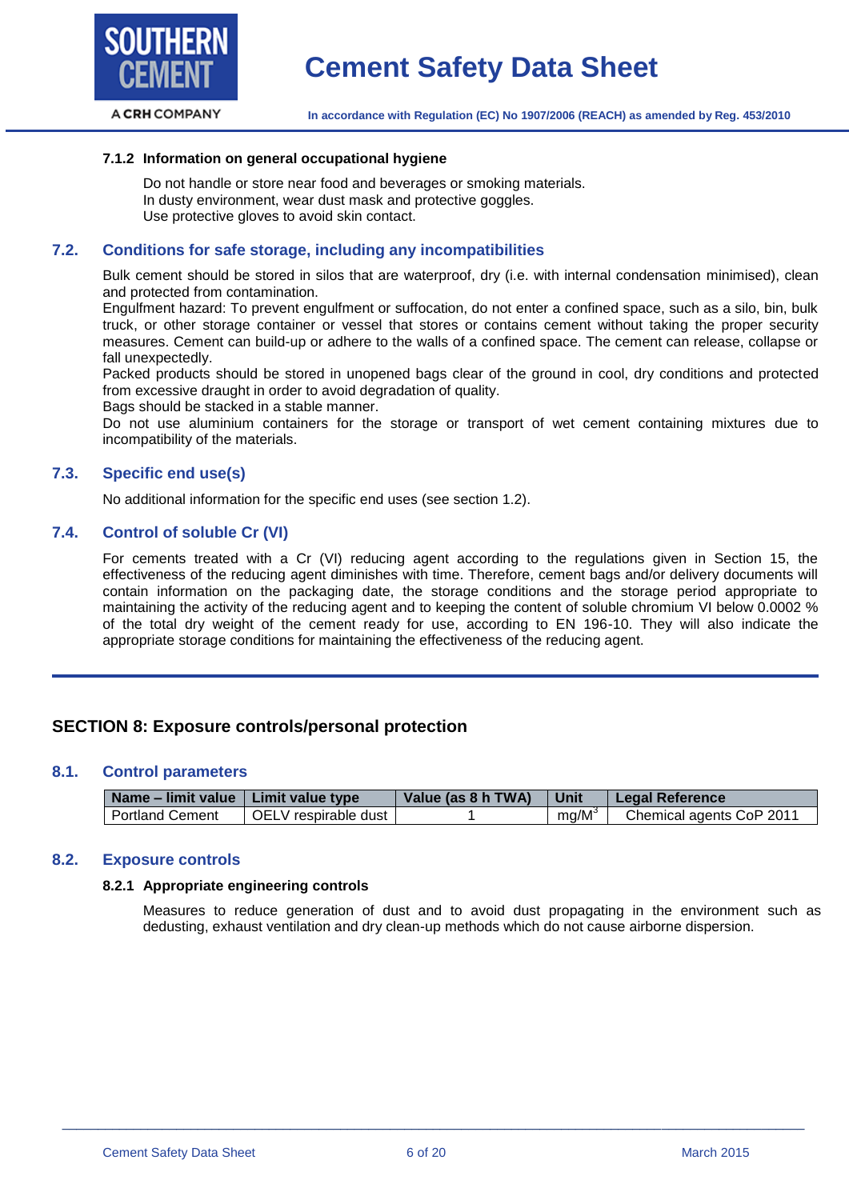#### 7.1.2 Information on general occupational hygiene

Do not handle or store near food and beverages or smoking materials.
In dusty environment, wear dust mask and protective goggles.
Use protective gloves to avoid skin contact.

### 7.2. Conditions for safe storage, including any incompatibilities

Bulk cement should be stored in silos that are waterproof, dry (i.e. with internal condensation minimised), clean and protected from contamination.
Engulfment hazard: To prevent engulfment or suffocation, do not enter a confined space, such as a silo, bin, bulk truck, or other storage container or vessel that stores or contains cement without taking the proper security measures. Cement can build-up or adhere to the walls of a confined space. The cement can release, collapse or fall unexpectedly.
Packed products should be stored in unopened bags clear of the ground in cool, dry conditions and protected from excessive draught in order to avoid degradation of quality.
Bags should be stacked in a stable manner.
Do not use aluminium containers for the storage or transport of wet cement containing mixtures due to incompatibility of the materials.

### 7.3. Specific end use(s)

No additional information for the specific end uses (see section 1.2).

### 7.4. Control of soluble Cr (VI)

For cements treated with a Cr (VI) reducing agent according to the regulations given in Section 15, the effectiveness of the reducing agent diminishes with time. Therefore, cement bags and/or delivery documents will contain information on the packaging date, the storage conditions and the storage period appropriate to maintaining the activity of the reducing agent and to keeping the content of soluble chromium VI below 0.0002 % of the total dry weight of the cement ready for use, according to EN 196-10. They will also indicate the appropriate storage conditions for maintaining the effectiveness of the reducing agent.

## SECTION 8: Exposure controls/personal protection

### 8.1. Control parameters

| Name – limit value | Limit value type | Value (as 8 h TWA) | Unit | Legal Reference |
|---|---|---|---|---|
| Portland Cement | OELV respirable dust | 1 | $mg/M^3$ | Chemical agents CoP 2011 |

### 8.2. Exposure controls

#### 8.2.1 Appropriate engineering controls

Measures to reduce generation of dust and to avoid dust propagating in the environment such as dedusting, exhaust ventilation and dry clean-up methods which do not cause airborne dispersion.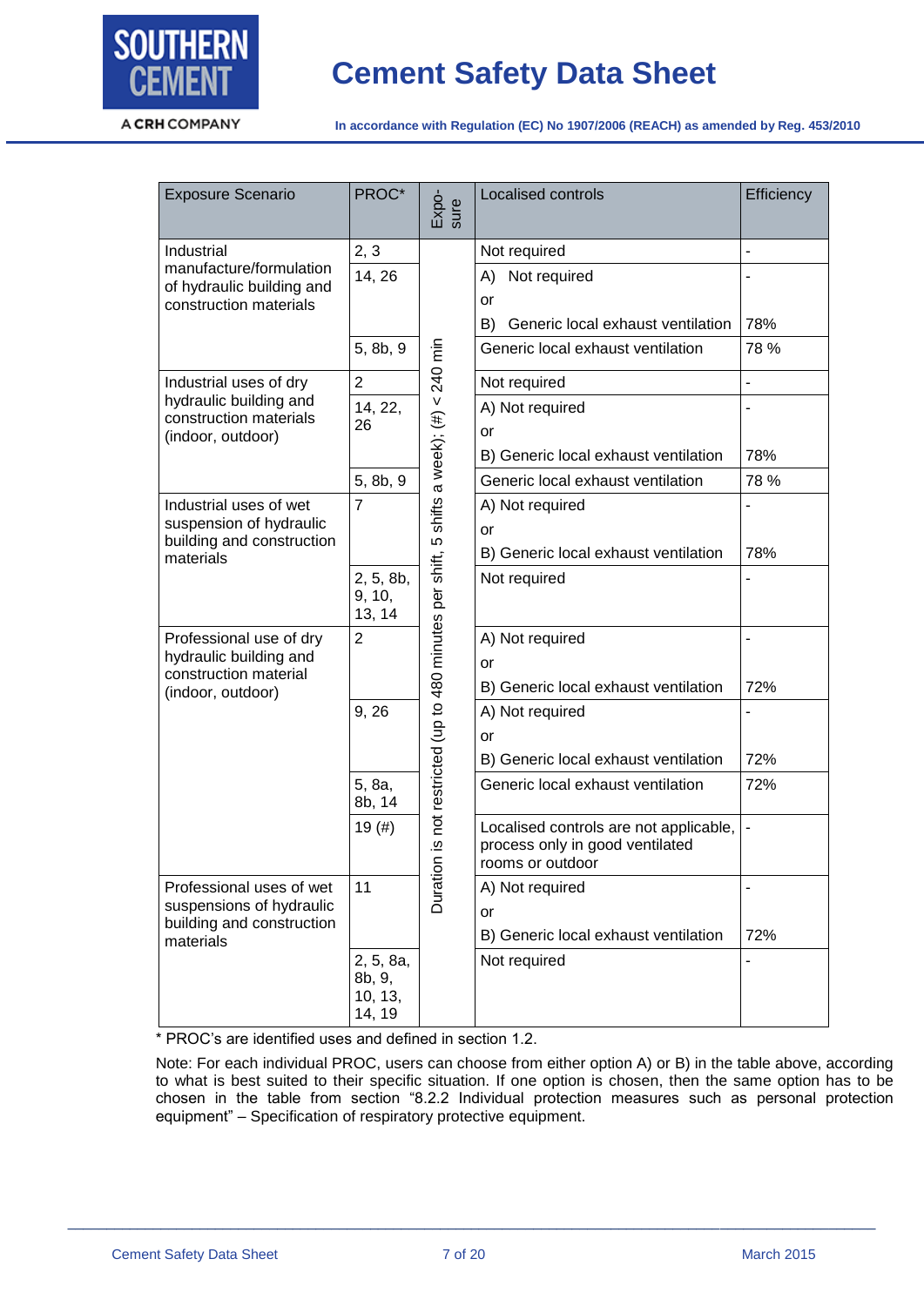| Exposure Scenario | PROC* | Exposure | Localised controls | Efficiency |
|---|---|---|---|---|
| Industrial manufacture/formulation of hydraulic building and construction materials | 2, 3 | Duration is not restricted (up to 480 minutes per shift, 5 shifts a week); (#) < 240 min | Not required | - |
| | 14, 26 | | A) Not required<br>or<br>B) Generic local exhaust ventilation | -<br><br>78% |
| | 5, 8b, 9 | | Generic local exhaust ventilation | 78 % |
| Industrial uses of dry hydraulic building and construction materials (indoor, outdoor) | 2 | | Not required | - |
| | 14, 22, 26 | | A) Not required<br>or<br>B) Generic local exhaust ventilation | -<br><br>78% |
| | 5, 8b, 9 | | Generic local exhaust ventilation | 78 % |
| Industrial uses of wet suspension of hydraulic building and construction materials | 7 | | A) Not required<br>or<br>B) Generic local exhaust ventilation | -<br><br>78% |
| | 2, 5, 8b, 9, 10, 13, 14 | | Not required | - |
| Professional use of dry hydraulic building and construction material (indoor, outdoor) | 2 | | A) Not required<br>or<br>B) Generic local exhaust ventilation | -<br><br>72% |
| | 9, 26 | | A) Not required<br>or<br>B) Generic local exhaust ventilation | -<br><br>72% |
| | 5, 8a, 8b, 14 | | Generic local exhaust ventilation | 72% |
| | 19 (#) | | Localised controls are not applicable, process only in good ventilated rooms or outdoor | - |
| Professional uses of wet suspensions of hydraulic building and construction materials | 11 | | A) Not required<br>or<br>B) Generic local exhaust ventilation | -<br><br>72% |
| | 2, 5, 8a, 8b, 9, 10, 13, 14, 19 | | Not required | - |

\* PROC's are identified uses and defined in section 1.2.

Note: For each individual PROC, users can choose from either option A) or B) in the table above, according to what is best suited to their specific situation. If one option is chosen, then the same option has to be chosen in the table from section "8.2.2 Individual protection measures such as personal protection equipment" – Specification of respiratory protective equipment.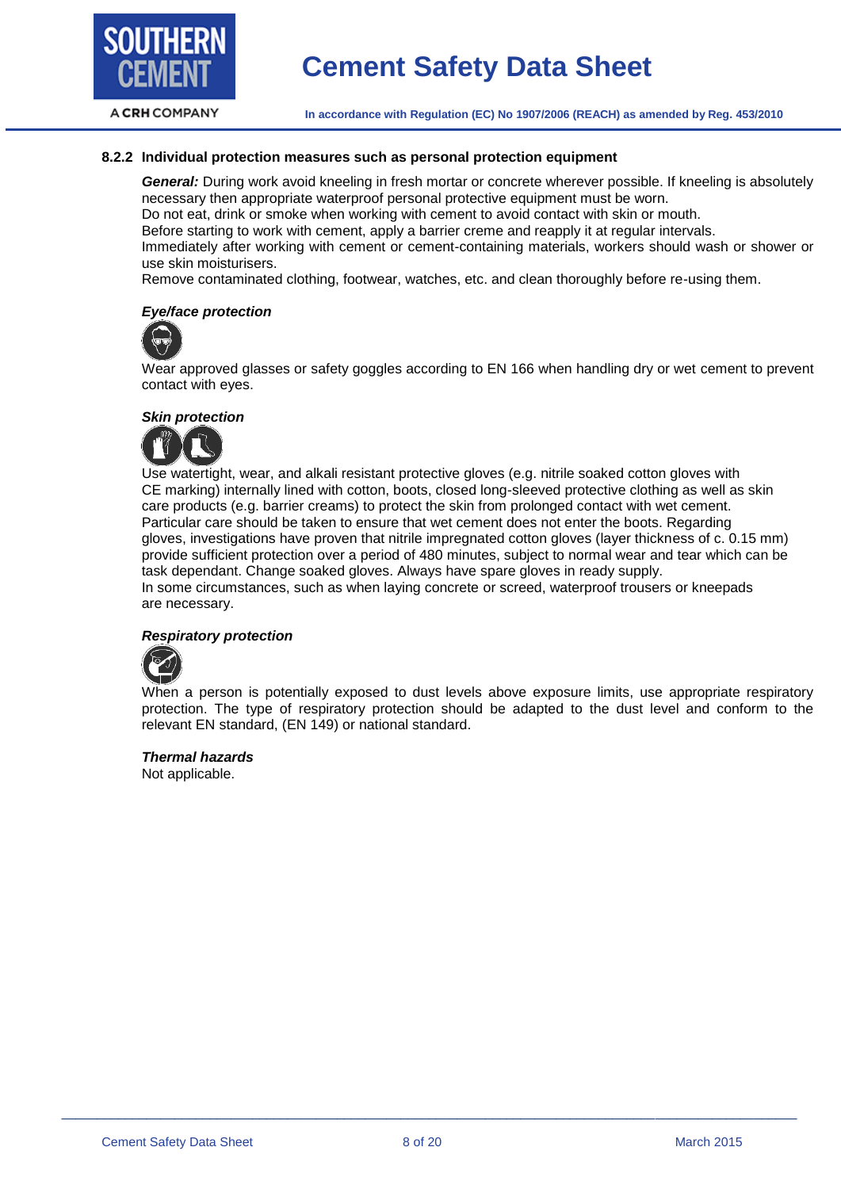### 8.2.2 Individual protection measures such as personal protection equipment

***General:*** During work avoid kneeling in fresh mortar or concrete wherever possible. If kneeling is absolutely necessary then appropriate waterproof personal protective equipment must be worn.
Do not eat, drink or smoke when working with cement to avoid contact with skin or mouth.
Before starting to work with cement, apply a barrier creme and reapply it at regular intervals.
Immediately after working with cement or cement-containing materials, workers should wash or shower or use skin moisturisers.
Remove contaminated clothing, footwear, watches, etc. and clean thoroughly before re-using them.

***Eye/face protection***

Wear approved glasses or safety goggles according to EN 166 when handling dry or wet cement to prevent contact with eyes.

***Skin protection***

Use watertight, wear, and alkali resistant protective gloves (e.g. nitrile soaked cotton gloves with CE marking) internally lined with cotton, boots, closed long-sleeved protective clothing as well as skin care products (e.g. barrier creams) to protect the skin from prolonged contact with wet cement. Particular care should be taken to ensure that wet cement does not enter the boots. Regarding gloves, investigations have proven that nitrile impregnated cotton gloves (layer thickness of c. 0.15 mm) provide sufficient protection over a period of 480 minutes, subject to normal wear and tear which can be task dependant. Change soaked gloves. Always have spare gloves in ready supply.
In some circumstances, such as when laying concrete or screed, waterproof trousers or kneepads are necessary.

***Respiratory protection***

When a person is potentially exposed to dust levels above exposure limits, use appropriate respiratory protection. The type of respiratory protection should be adapted to the dust level and conform to the relevant EN standard, (EN 149) or national standard.

***Thermal hazards***

Not applicable.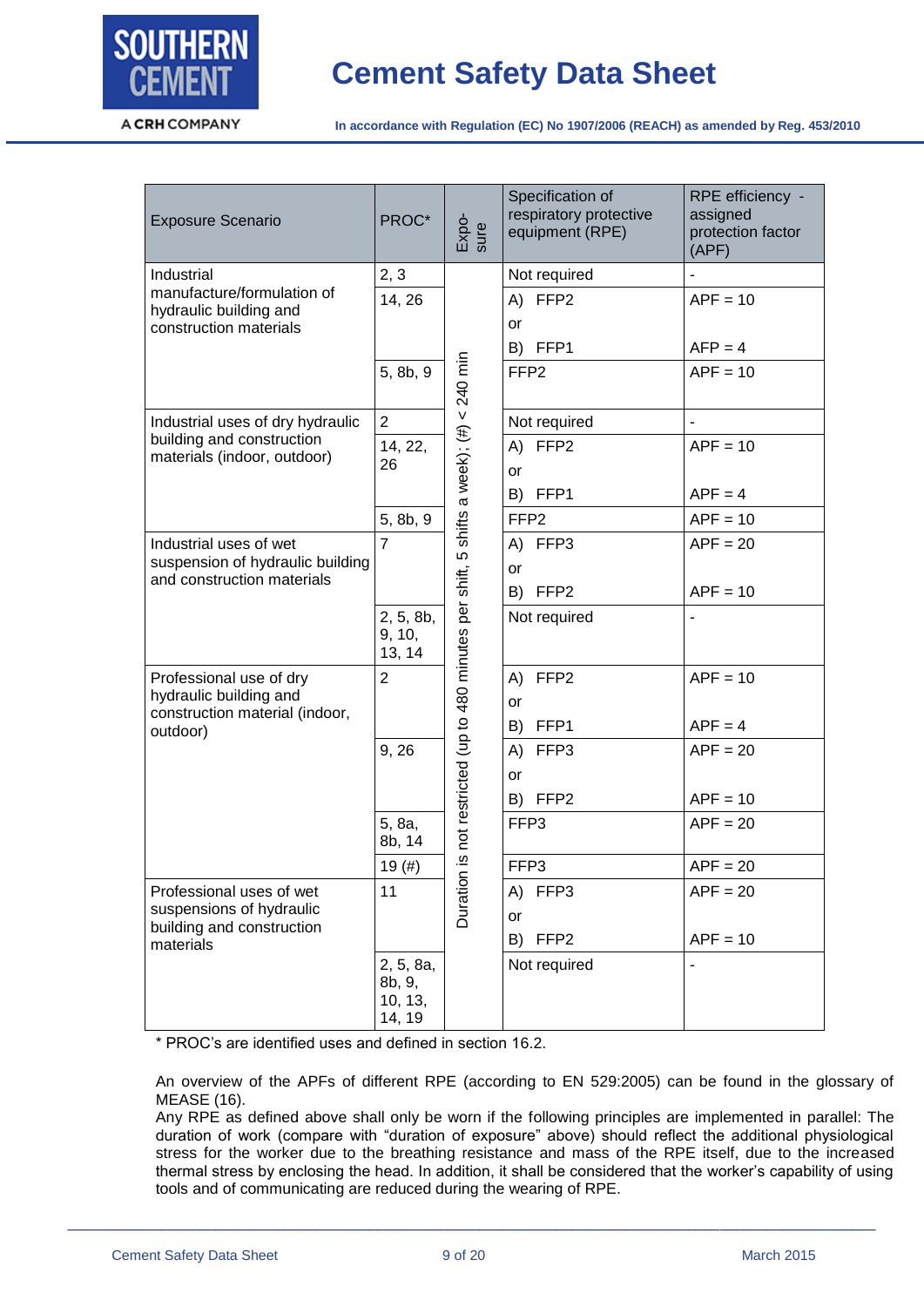| Exposure Scenario | PROC* | Exposure | Specification of respiratory protective equipment (RPE) | RPE efficiency - assigned protection factor (APF) |
|---|---|---|---|---|
| Industrial manufacture/formulation of hydraulic building and construction materials | 2, 3 | Duration is not restricted (up to 480 minutes per shift, 5 shifts a week); (#) < 240 min | Not required | - |
| | 14, 26 | | A) FFP2<br>or<br>B) FFP1 | APF = 10<br><br>AFP = 4 |
| | 5, 8b, 9 | | FFP2 | APF = 10 |
| Industrial uses of dry hydraulic building and construction materials (indoor, outdoor) | 2 | | Not required | - |
| | 14, 22, 26 | | A) FFP2<br>or<br>B) FFP1 | APF = 10<br><br>APF = 4 |
| | 5, 8b, 9 | | FFP2 | APF = 10 |
| Industrial uses of wet suspension of hydraulic building and construction materials | 7 | | A) FFP3<br>or<br>B) FFP2 | APF = 20<br><br>APF = 10 |
| | 2, 5, 8b, 9, 10, 13, 14 | | Not required | - |
| Professional use of dry hydraulic building and construction material (indoor, outdoor) | 2 | | A) FFP2<br>or<br>B) FFP1 | APF = 10<br><br>APF = 4 |
| | 9, 26 | | A) FFP3<br>or<br>B) FFP2 | APF = 20<br><br>APF = 10 |
| | 5, 8a, 8b, 14 | | FFP3 | APF = 20 |
| | 19 (#) | | FFP3 | APF = 20 |
| Professional uses of wet suspensions of hydraulic building and construction materials | 11 | | A) FFP3<br>or<br>B) FFP2 | APF = 20<br><br>APF = 10 |
| | 2, 5, 8a, 8b, 9, 10, 13, 14, 19 | | Not required | - |

* PROC's are identified uses and defined in section 16.2.

An overview of the APFs of different RPE (according to EN 529:2005) can be found in the glossary of MEASE (16).

Any RPE as defined above shall only be worn if the following principles are implemented in parallel: The duration of work (compare with "duration of exposure" above) should reflect the additional physiological stress for the worker due to the breathing resistance and mass of the RPE itself, due to the increased thermal stress by enclosing the head. In addition, it shall be considered that the worker's capability of using tools and of communicating are reduced during the wearing of RPE.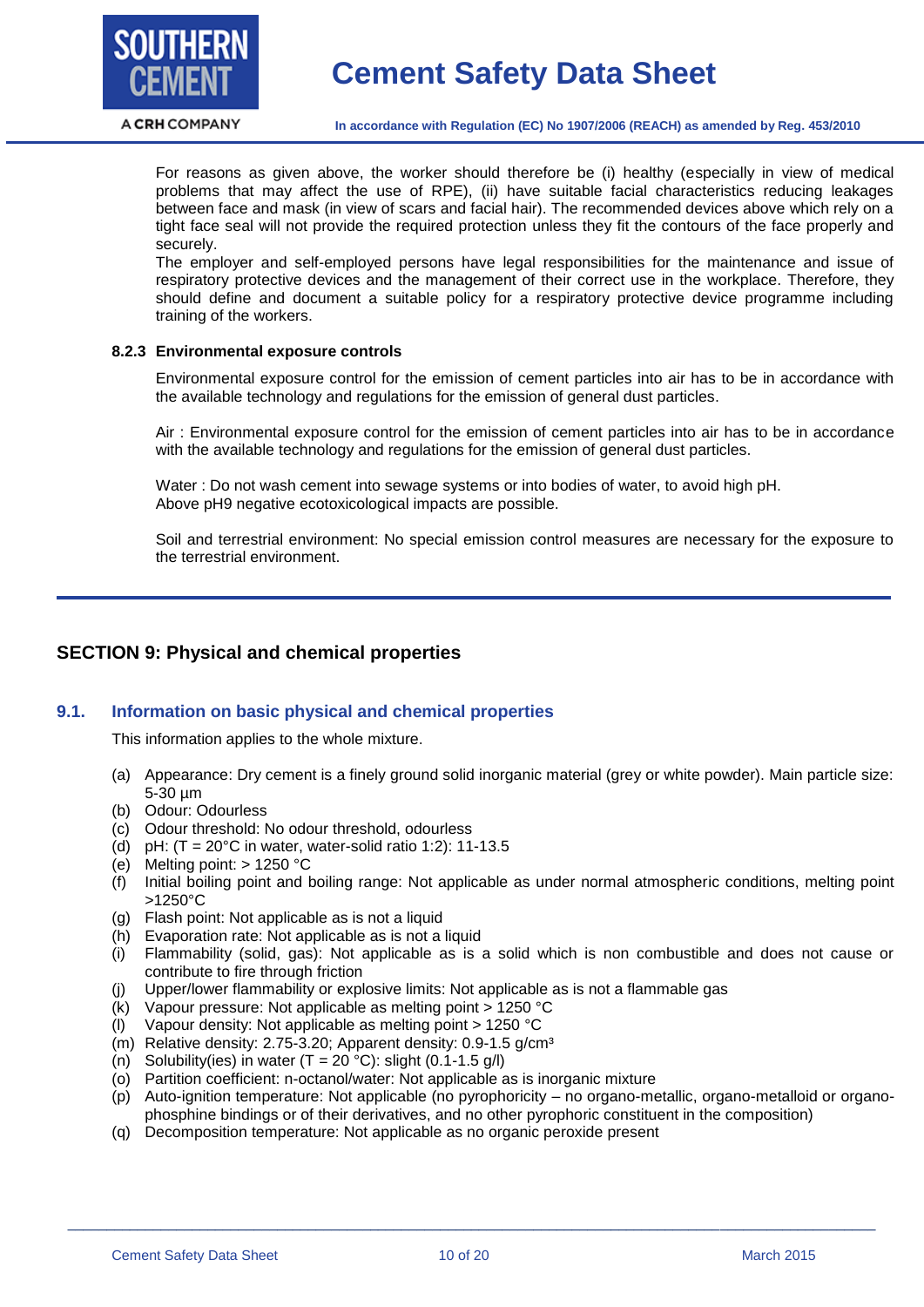For reasons as given above, the worker should therefore be (i) healthy (especially in view of medical problems that may affect the use of RPE), (ii) have suitable facial characteristics reducing leakages between face and mask (in view of scars and facial hair). The recommended devices above which rely on a tight face seal will not provide the required protection unless they fit the contours of the face properly and securely.
The employer and self-employed persons have legal responsibilities for the maintenance and issue of respiratory protective devices and the management of their correct use in the workplace. Therefore, they should define and document a suitable policy for a respiratory protective device programme including training of the workers.

#### 8.2.3 Environmental exposure controls

Environmental exposure control for the emission of cement particles into air has to be in accordance with the available technology and regulations for the emission of general dust particles.

Air : Environmental exposure control for the emission of cement particles into air has to be in accordance with the available technology and regulations for the emission of general dust particles.

Water : Do not wash cement into sewage systems or into bodies of water, to avoid high pH.
Above pH9 negative ecotoxicological impacts are possible.

Soil and terrestrial environment: No special emission control measures are necessary for the exposure to the terrestrial environment.

## SECTION 9: Physical and chemical properties

### 9.1. Information on basic physical and chemical properties

This information applies to the whole mixture.

(a) Appearance: Dry cement is a finely ground solid inorganic material (grey or white powder). Main particle size: 5-30 µm
(b) Odour: Odourless
(c) Odour threshold: No odour threshold, odourless
(d) pH: (T = 20°C in water, water-solid ratio 1:2): 11-13.5
(e) Melting point: > 1250 °C
(f) Initial boiling point and boiling range: Not applicable as under normal atmospheric conditions, melting point >1250°C
(g) Flash point: Not applicable as is not a liquid
(h) Evaporation rate: Not applicable as is not a liquid
(i) Flammability (solid, gas): Not applicable as is a solid which is non combustible and does not cause or contribute to fire through friction
(j) Upper/lower flammability or explosive limits: Not applicable as is not a flammable gas
(k) Vapour pressure: Not applicable as melting point > 1250 °C
(l) Vapour density: Not applicable as melting point > 1250 °C
(m) Relative density: 2.75-3.20; Apparent density: 0.9-1.5 g/cm³
(n) Solubility(ies) in water (T = 20 °C): slight (0.1-1.5 g/l)
(o) Partition coefficient: n-octanol/water: Not applicable as is inorganic mixture
(p) Auto-ignition temperature: Not applicable (no pyrophoricity – no organo-metallic, organo-metalloid or organo-phosphine bindings or of their derivatives, and no other pyrophoric constituent in the composition)
(q) Decomposition temperature: Not applicable as no organic peroxide present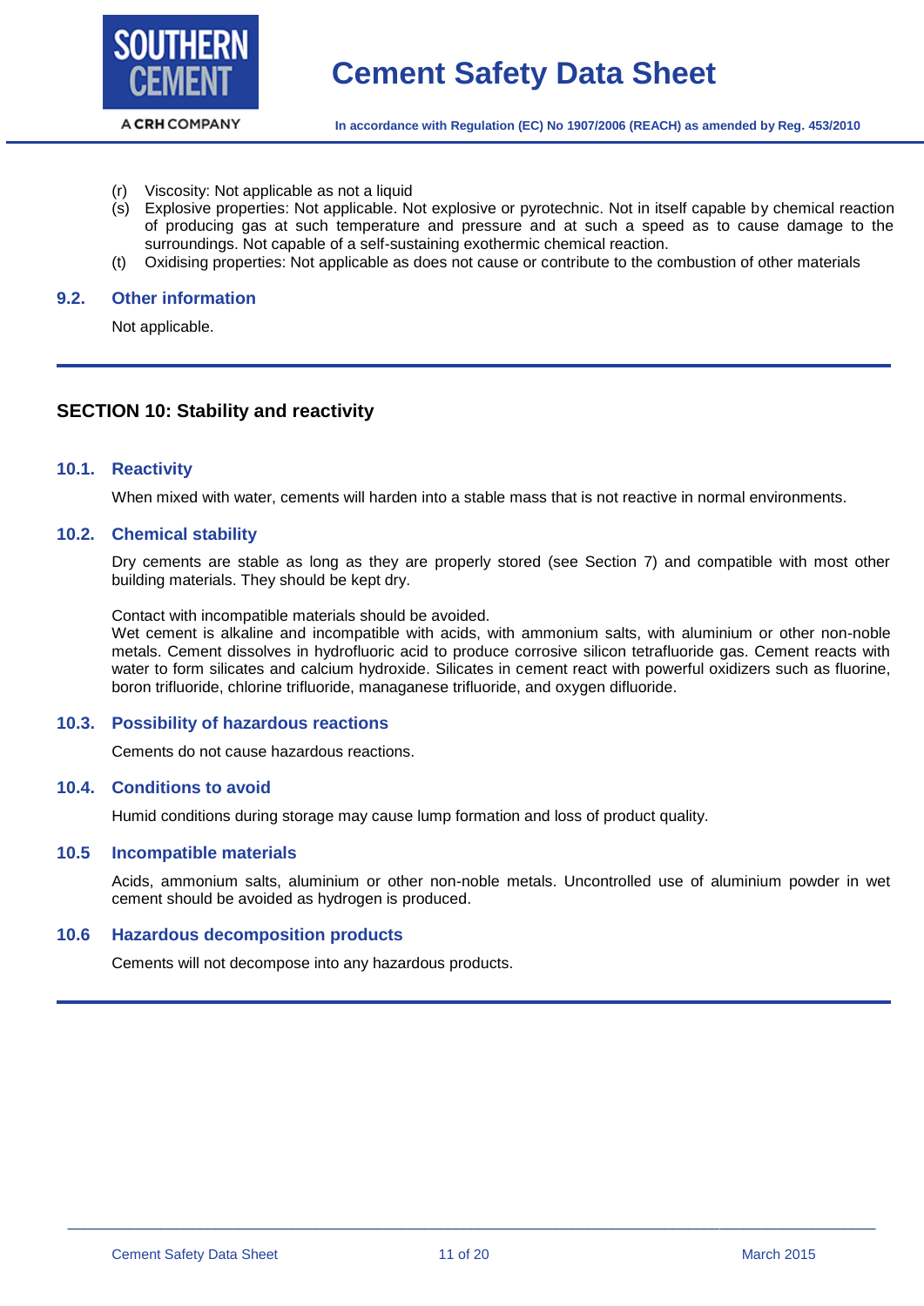(r) Viscosity: Not applicable as not a liquid

(s) Explosive properties: Not applicable. Not explosive or pyrotechnic. Not in itself capable by chemical reaction of producing gas at such temperature and pressure and at such a speed as to cause damage to the surroundings. Not capable of a self-sustaining exothermic chemical reaction.

(t) Oxidising properties: Not applicable as does not cause or contribute to the combustion of other materials

### 9.2. Other information

Not applicable.

---

## SECTION 10: Stability and reactivity

### 10.1. Reactivity

When mixed with water, cements will harden into a stable mass that is not reactive in normal environments.

### 10.2. Chemical stability

Dry cements are stable as long as they are properly stored (see Section 7) and compatible with most other building materials. They should be kept dry.

Contact with incompatible materials should be avoided.
Wet cement is alkaline and incompatible with acids, with ammonium salts, with aluminium or other non-noble metals. Cement dissolves in hydrofluoric acid to produce corrosive silicon tetrafluoride gas. Cement reacts with water to form silicates and calcium hydroxide. Silicates in cement react with powerful oxidizers such as fluorine, boron trifluoride, chlorine trifluoride, managanese trifluoride, and oxygen difluoride.

### 10.3. Possibility of hazardous reactions

Cements do not cause hazardous reactions.

### 10.4. Conditions to avoid

Humid conditions during storage may cause lump formation and loss of product quality.

### 10.5 Incompatible materials

Acids, ammonium salts, aluminium or other non-noble metals. Uncontrolled use of aluminium powder in wet cement should be avoided as hydrogen is produced.

### 10.6 Hazardous decomposition products

Cements will not decompose into any hazardous products.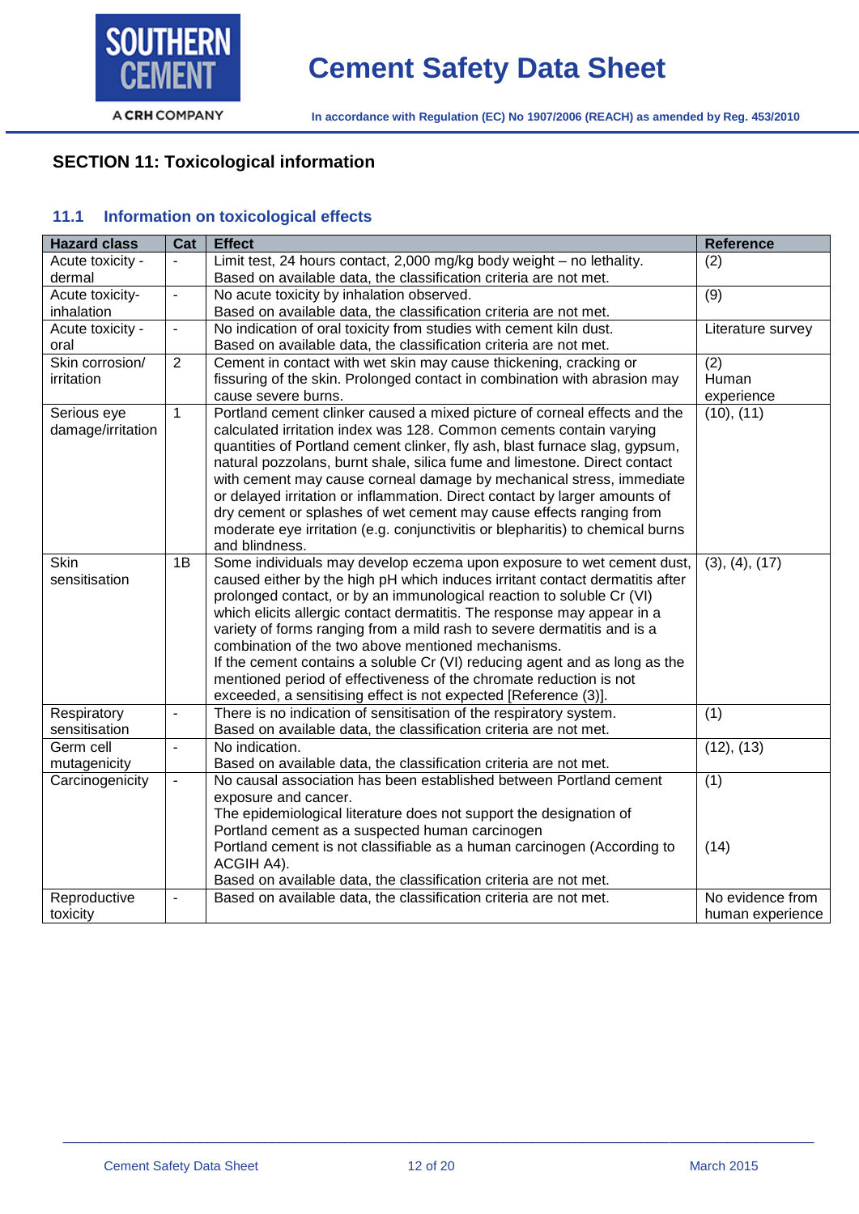## SECTION 11: Toxicological information

### 11.1 Information on toxicological effects

| Hazard class | Cat | Effect | Reference |
|---|---|---|---|
| Acute toxicity - dermal | - | Limit test, 24 hours contact, 2,000 mg/kg body weight – no lethality. Based on available data, the classification criteria are not met. | (2) |
| Acute toxicity- inhalation | - | No acute toxicity by inhalation observed. Based on available data, the classification criteria are not met. | (9) |
| Acute toxicity - oral | - | No indication of oral toxicity from studies with cement kiln dust. Based on available data, the classification criteria are not met. | Literature survey |
| Skin corrosion/ irritation | 2 | Cement in contact with wet skin may cause thickening, cracking or fissuring of the skin. Prolonged contact in combination with abrasion may cause severe burns. | (2) Human experience |
| Serious eye damage/irritation | 1 | Portland cement clinker caused a mixed picture of corneal effects and the calculated irritation index was 128. Common cements contain varying quantities of Portland cement clinker, fly ash, blast furnace slag, gypsum, natural pozzolans, burnt shale, silica fume and limestone. Direct contact with cement may cause corneal damage by mechanical stress, immediate or delayed irritation or inflammation. Direct contact by larger amounts of dry cement or splashes of wet cement may cause effects ranging from moderate eye irritation (e.g. conjunctivitis or blepharitis) to chemical burns and blindness. | (10), (11) |
| Skin sensitisation | 1B | Some individuals may develop eczema upon exposure to wet cement dust, caused either by the high pH which induces irritant contact dermatitis after prolonged contact, or by an immunological reaction to soluble Cr (VI) which elicits allergic contact dermatitis. The response may appear in a variety of forms ranging from a mild rash to severe dermatitis and is a combination of the two above mentioned mechanisms. If the cement contains a soluble Cr (VI) reducing agent and as long as the mentioned period of effectiveness of the chromate reduction is not exceeded, a sensitising effect is not expected [Reference (3)]. | (3), (4), (17) |
| Respiratory sensitisation | - | There is no indication of sensitisation of the respiratory system. Based on available data, the classification criteria are not met. | (1) |
| Germ cell mutagenicity | - | No indication. Based on available data, the classification criteria are not met. | (12), (13) |
| Carcinogenicity | - | No causal association has been established between Portland cement exposure and cancer. The epidemiological literature does not support the designation of Portland cement as a suspected human carcinogen Portland cement is not classifiable as a human carcinogen (According to ACGIH A4). Based on available data, the classification criteria are not met. | (1) (14) |
| Reproductive toxicity | - | Based on available data, the classification criteria are not met. | No evidence from human experience |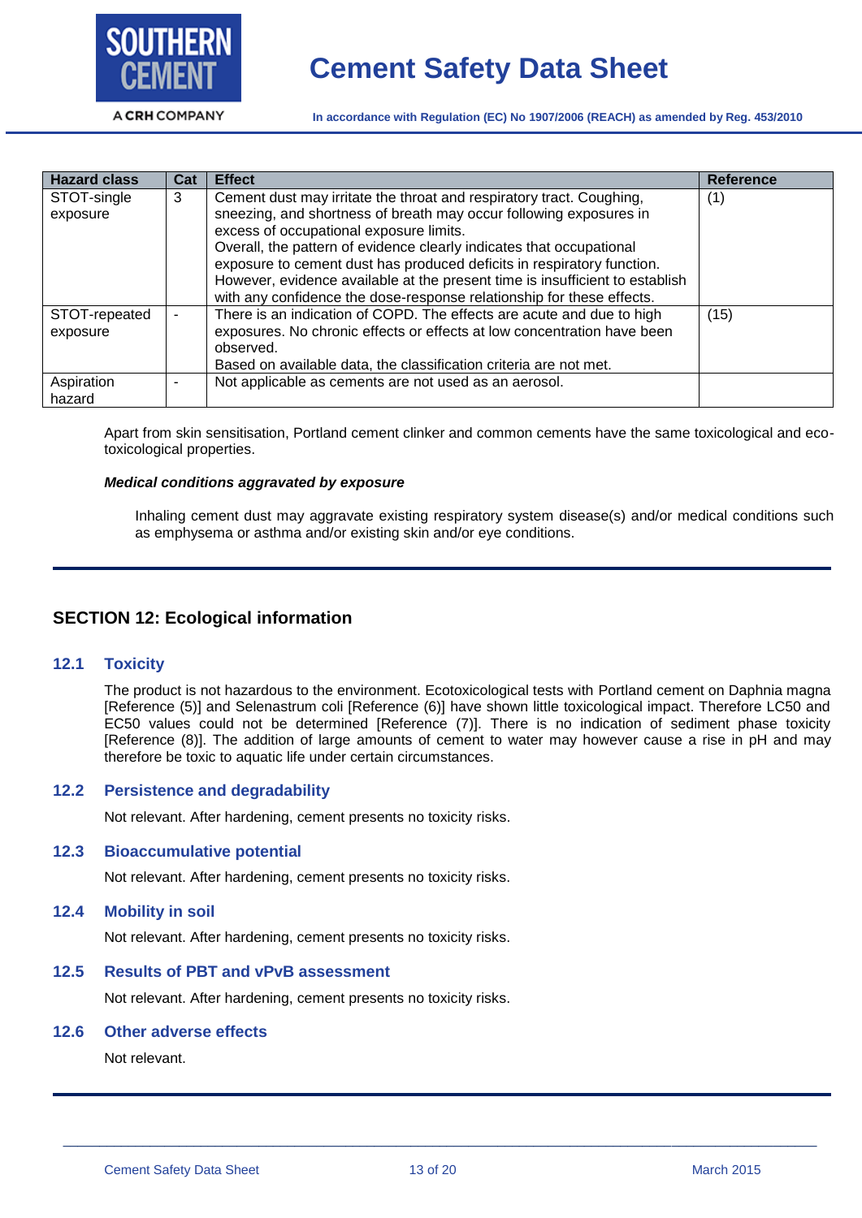| Hazard class | Cat | Effect | Reference |
|---|---|---|---|
| STOT-single exposure | 3 | Cement dust may irritate the throat and respiratory tract. Coughing, sneezing, and shortness of breath may occur following exposures in excess of occupational exposure limits. Overall, the pattern of evidence clearly indicates that occupational exposure to cement dust has produced deficits in respiratory function. However, evidence available at the present time is insufficient to establish with any confidence the dose-response relationship for these effects. | (1) |
| STOT-repeated exposure | - | There is an indication of COPD. The effects are acute and due to high exposures. No chronic effects or effects at low concentration have been observed. Based on available data, the classification criteria are not met. | (15) |
| Aspiration hazard | - | Not applicable as cements are not used as an aerosol. | |

Apart from skin sensitisation, Portland cement clinker and common cements have the same toxicological and eco-toxicological properties.

***Medical conditions aggravated by exposure***

Inhaling cement dust may aggravate existing respiratory system disease(s) and/or medical conditions such as emphysema or asthma and/or existing skin and/or eye conditions.

## SECTION 12: Ecological information

### 12.1 Toxicity

The product is not hazardous to the environment. Ecotoxicological tests with Portland cement on Daphnia magna [Reference (5)] and Selenastrum coli [Reference (6)] have shown little toxicological impact. Therefore LC50 and EC50 values could not be determined [Reference (7)]. There is no indication of sediment phase toxicity [Reference (8)]. The addition of large amounts of cement to water may however cause a rise in pH and may therefore be toxic to aquatic life under certain circumstances.

### 12.2 Persistence and degradability

Not relevant. After hardening, cement presents no toxicity risks.

### 12.3 Bioaccumulative potential

Not relevant. After hardening, cement presents no toxicity risks.

### 12.4 Mobility in soil

Not relevant. After hardening, cement presents no toxicity risks.

### 12.5 Results of PBT and vPvB assessment

Not relevant. After hardening, cement presents no toxicity risks.

### 12.6 Other adverse effects

Not relevant.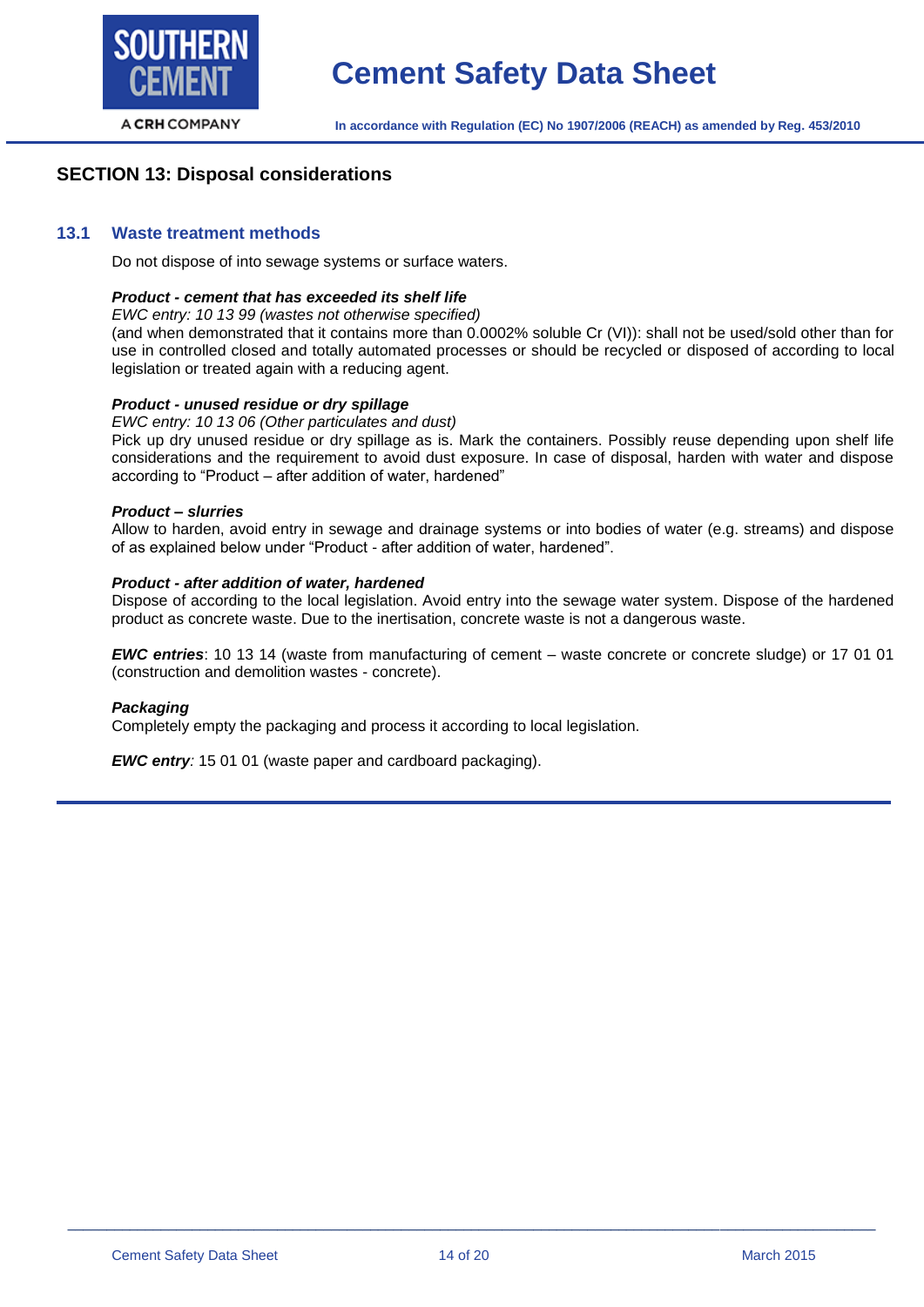## SECTION 13: Disposal considerations

### 13.1 Waste treatment methods

Do not dispose of into sewage systems or surface waters.

***Product - cement that has exceeded its shelf life***
*EWC entry: 10 13 99 (wastes not otherwise specified)*
(and when demonstrated that it contains more than 0.0002% soluble Cr (VI)): shall not be used/sold other than for use in controlled closed and totally automated processes or should be recycled or disposed of according to local legislation or treated again with a reducing agent.

***Product - unused residue or dry spillage***
*EWC entry: 10 13 06 (Other particulates and dust)*
Pick up dry unused residue or dry spillage as is. Mark the containers. Possibly reuse depending upon shelf life considerations and the requirement to avoid dust exposure. In case of disposal, harden with water and dispose according to "Product – after addition of water, hardened"

***Product – slurries***
Allow to harden, avoid entry in sewage and drainage systems or into bodies of water (e.g. streams) and dispose of as explained below under "Product - after addition of water, hardened".

***Product - after addition of water, hardened***
Dispose of according to the local legislation. Avoid entry into the sewage water system. Dispose of the hardened product as concrete waste. Due to the inertisation, concrete waste is not a dangerous waste.

***EWC entries***: 10 13 14 (waste from manufacturing of cement – waste concrete or concrete sludge) or 17 01 01 (construction and demolition wastes - concrete).

***Packaging***
Completely empty the packaging and process it according to local legislation.

***EWC entry***: 15 01 01 (waste paper and cardboard packaging).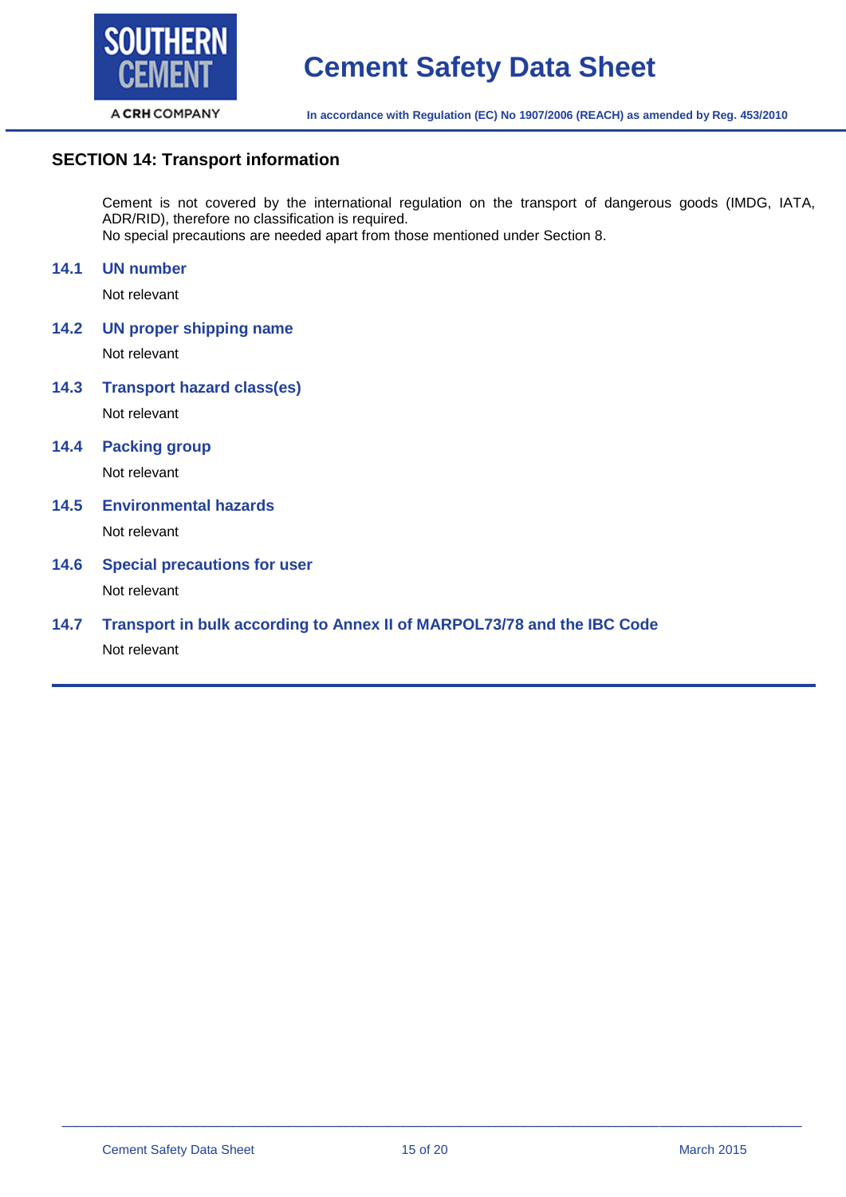## SECTION 14: Transport information

Cement is not covered by the international regulation on the transport of dangerous goods (IMDG, IATA, ADR/RID), therefore no classification is required.
No special precautions are needed apart from those mentioned under Section 8.

### 14.1 UN number

Not relevant

### 14.2 UN proper shipping name

Not relevant

### 14.3 Transport hazard class(es)

Not relevant

### 14.4 Packing group

Not relevant

### 14.5 Environmental hazards

Not relevant

### 14.6 Special precautions for user

Not relevant

### 14.7 Transport in bulk according to Annex II of MARPOL73/78 and the IBC Code

Not relevant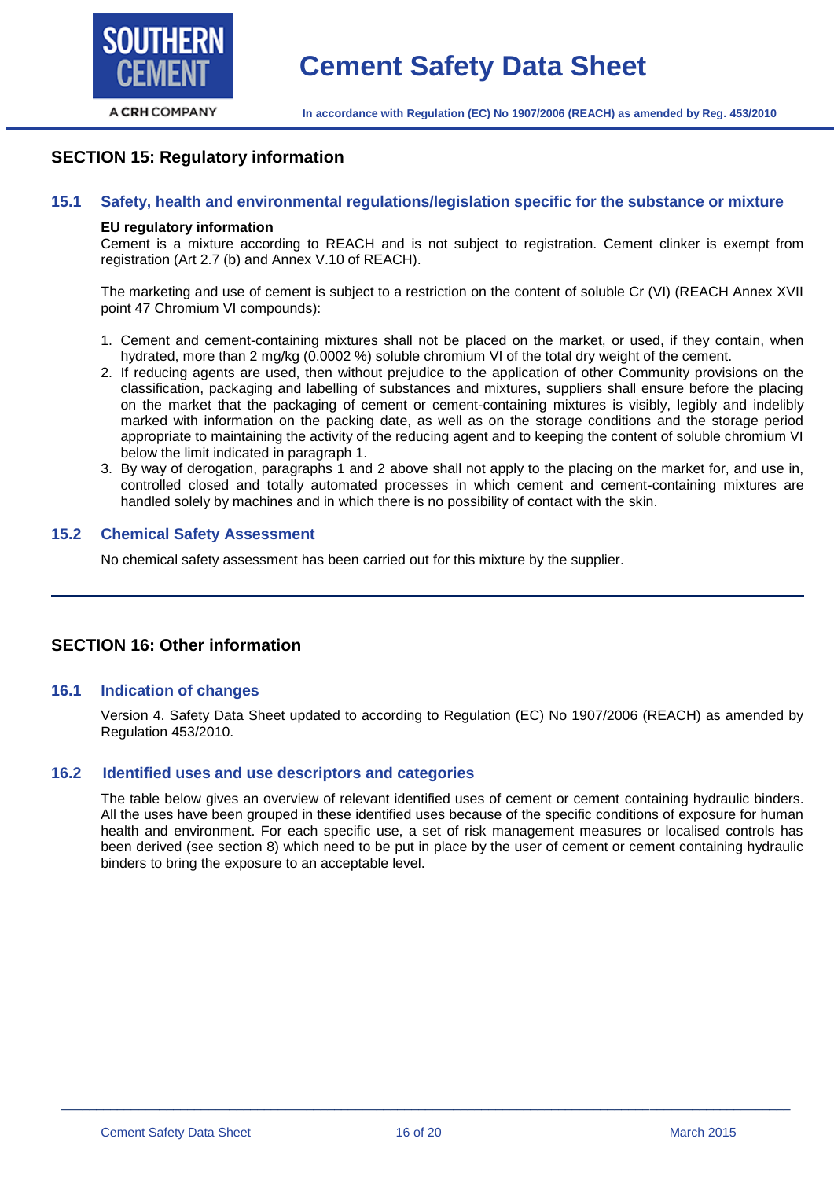## SECTION 15: Regulatory information

### 15.1 Safety, health and environmental regulations/legislation specific for the substance or mixture

**EU regulatory information**

Cement is a mixture according to REACH and is not subject to registration. Cement clinker is exempt from registration (Art 2.7 (b) and Annex V.10 of REACH).

The marketing and use of cement is subject to a restriction on the content of soluble Cr (VI) (REACH Annex XVII point 47 Chromium VI compounds):

1. Cement and cement-containing mixtures shall not be placed on the market, or used, if they contain, when hydrated, more than 2 mg/kg (0.0002 %) soluble chromium VI of the total dry weight of the cement.
2. If reducing agents are used, then without prejudice to the application of other Community provisions on the classification, packaging and labelling of substances and mixtures, suppliers shall ensure before the placing on the market that the packaging of cement or cement-containing mixtures is visibly, legibly and indelibly marked with information on the packing date, as well as on the storage conditions and the storage period appropriate to maintaining the activity of the reducing agent and to keeping the content of soluble chromium VI below the limit indicated in paragraph 1.
3. By way of derogation, paragraphs 1 and 2 above shall not apply to the placing on the market for, and use in, controlled closed and totally automated processes in which cement and cement-containing mixtures are handled solely by machines and in which there is no possibility of contact with the skin.

### 15.2 Chemical Safety Assessment

No chemical safety assessment has been carried out for this mixture by the supplier.

## SECTION 16: Other information

### 16.1 Indication of changes

Version 4. Safety Data Sheet updated to according to Regulation (EC) No 1907/2006 (REACH) as amended by Regulation 453/2010.

### 16.2 Identified uses and use descriptors and categories

The table below gives an overview of relevant identified uses of cement or cement containing hydraulic binders. All the uses have been grouped in these identified uses because of the specific conditions of exposure for human health and environment. For each specific use, a set of risk management measures or localised controls has been derived (see section 8) which need to be put in place by the user of cement or cement containing hydraulic binders to bring the exposure to an acceptable level.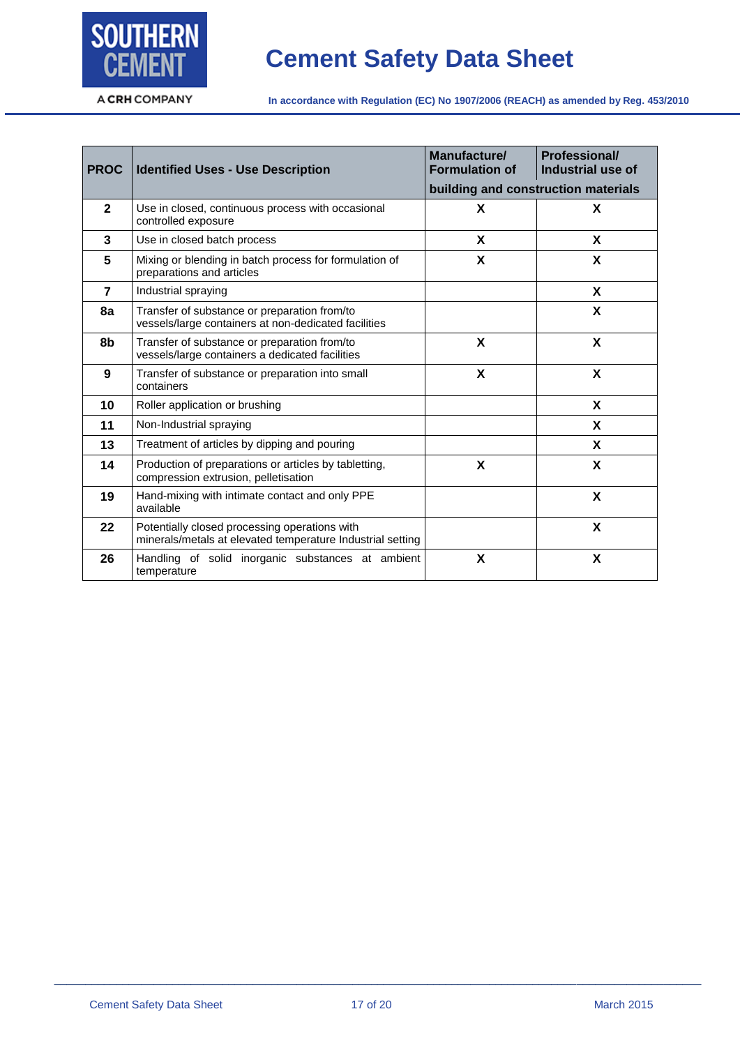| PROC | Identified Uses - Use Description | Manufacture/ Formulation of | Professional/ Industrial use of |
|---|---|---|---|
| | | building and construction materials | |
| 2 | Use in closed, continuous process with occasional controlled exposure | X | X |
| 3 | Use in closed batch process | X | X |
| 5 | Mixing or blending in batch process for formulation of preparations and articles | X | X |
| 7 | Industrial spraying | | X |
| 8a | Transfer of substance or preparation from/to vessels/large containers at non-dedicated facilities | | X |
| 8b | Transfer of substance or preparation from/to vessels/large containers a dedicated facilities | X | X |
| 9 | Transfer of substance or preparation into small containers | X | X |
| 10 | Roller application or brushing | | X |
| 11 | Non-Industrial spraying | | X |
| 13 | Treatment of articles by dipping and pouring | | X |
| 14 | Production of preparations or articles by tabletting, compression extrusion, pelletisation | X | X |
| 19 | Hand-mixing with intimate contact and only PPE available | | X |
| 22 | Potentially closed processing operations with minerals/metals at elevated temperature Industrial setting | | X |
| 26 | Handling of solid inorganic substances at ambient temperature | X | X |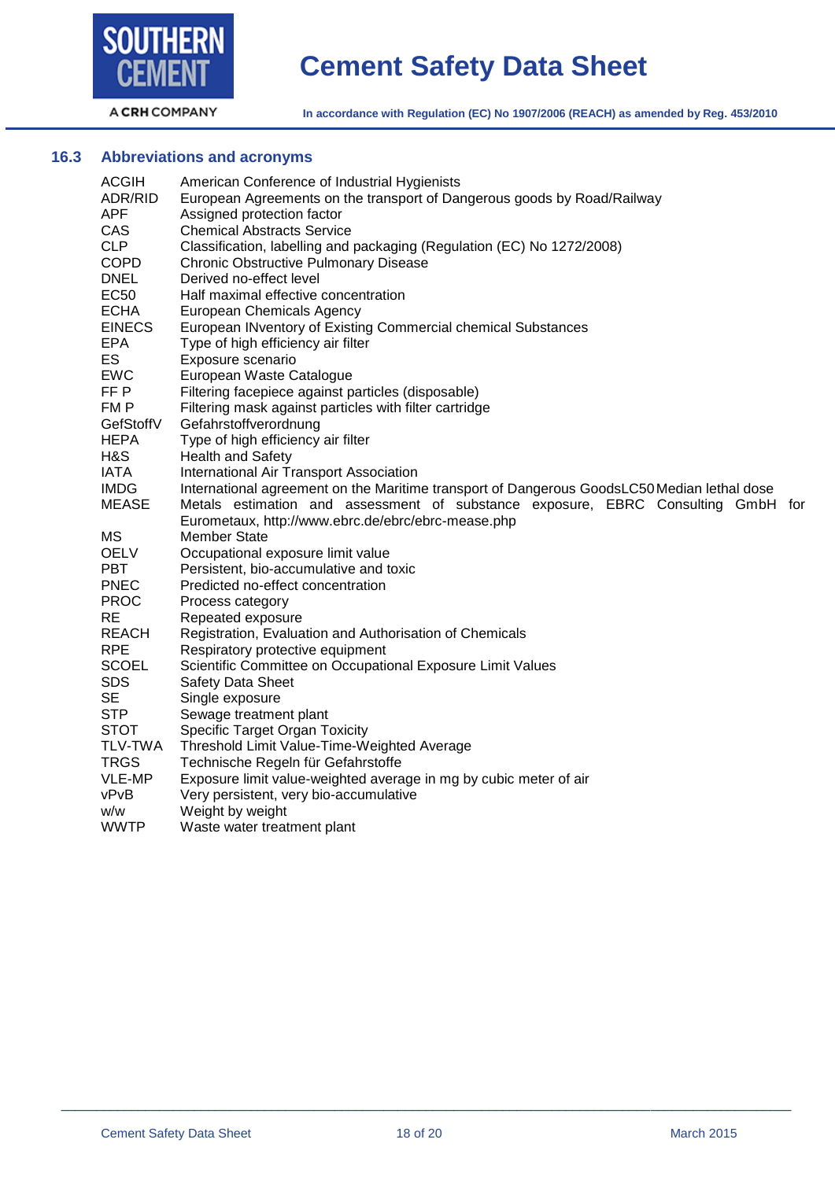### 16.3 Abbreviations and acronyms

| | |
|---|---|
| ACGIH | American Conference of Industrial Hygienists |
| ADR/RID | European Agreements on the transport of Dangerous goods by Road/Railway |
| APF | Assigned protection factor |
| CAS | Chemical Abstracts Service |
| CLP | Classification, labelling and packaging (Regulation (EC) No 1272/2008) |
| COPD | Chronic Obstructive Pulmonary Disease |
| DNEL | Derived no-effect level |
| EC50 | Half maximal effective concentration |
| ECHA | European Chemicals Agency |
| EINECS | European INventory of Existing Commercial chemical Substances |
| EPA | Type of high efficiency air filter |
| ES | Exposure scenario |
| EWC | European Waste Catalogue |
| FF P | Filtering facepiece against particles (disposable) |
| FM P | Filtering mask against particles with filter cartridge |
| GefStoffV | Gefahrstoffverordnung |
| HEPA | Type of high efficiency air filter |
| H&S | Health and Safety |
| IATA | International Air Transport Association |
| IMDG | International agreement on the Maritime transport of Dangerous GoodsLC50 Median lethal dose |
| MEASE | Metals estimation and assessment of substance exposure, EBRC Consulting GmbH for Eurometaux, http://www.ebrc.de/ebrc/ebrc-mease.php |
| MS | Member State |
| OELV | Occupational exposure limit value |
| PBT | Persistent, bio-accumulative and toxic |
| PNEC | Predicted no-effect concentration |
| PROC | Process category |
| RE | Repeated exposure |
| REACH | Registration, Evaluation and Authorisation of Chemicals |
| RPE | Respiratory protective equipment |
| SCOEL | Scientific Committee on Occupational Exposure Limit Values |
| SDS | Safety Data Sheet |
| SE | Single exposure |
| STP | Sewage treatment plant |
| STOT | Specific Target Organ Toxicity |
| TLV-TWA | Threshold Limit Value-Time-Weighted Average |
| TRGS | Technische Regeln für Gefahrstoffe |
| VLE-MP | Exposure limit value-weighted average in mg by cubic meter of air |
| vPvB | Very persistent, very bio-accumulative |
| w/w | Weight by weight |
| WWTP | Waste water treatment plant |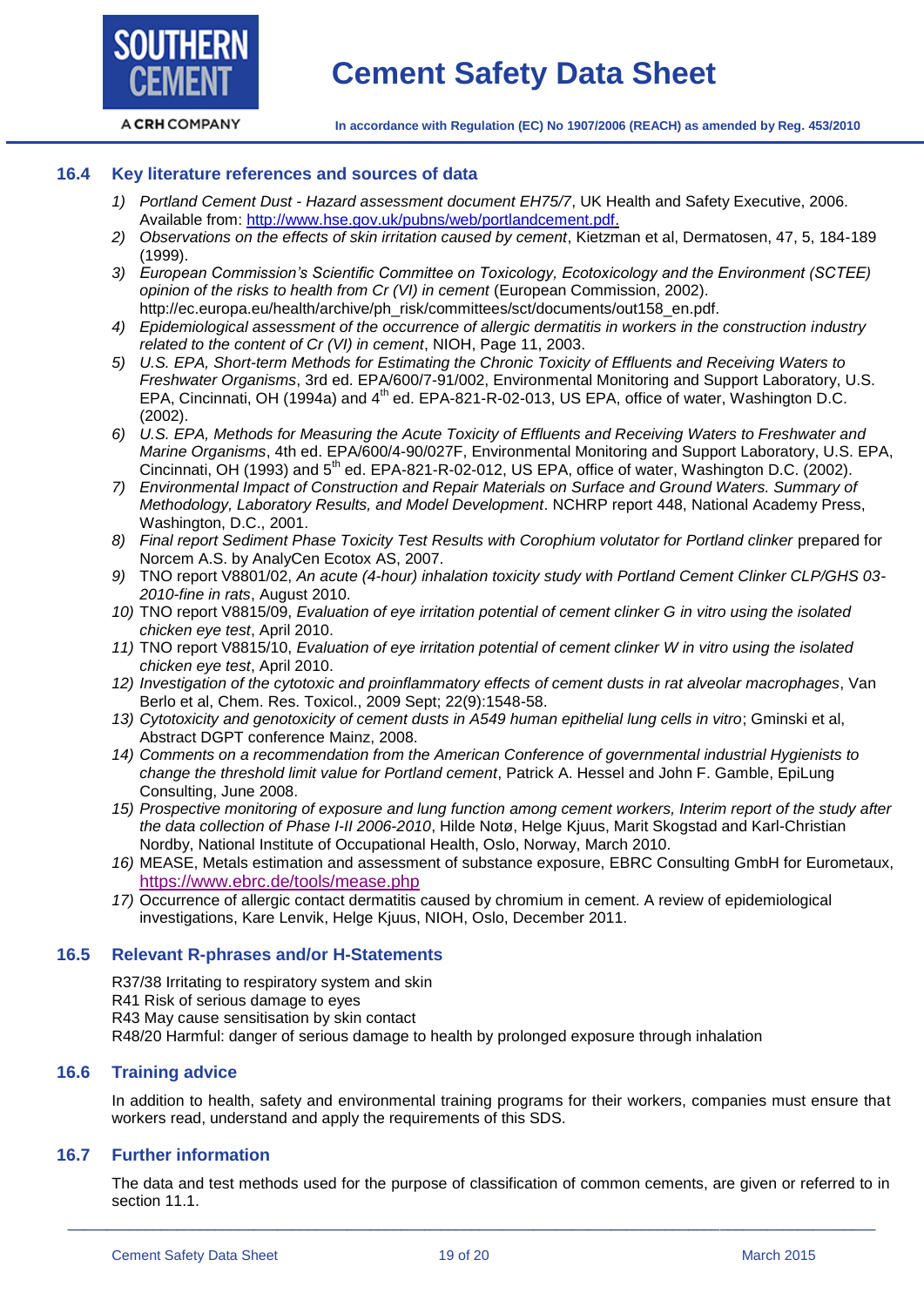### 16.4 Key literature references and sources of data

1) *Portland Cement Dust - Hazard assessment document EH75/7*, UK Health and Safety Executive, 2006. Available from: http://www.hse.gov.uk/pubns/web/portlandcement.pdf.
2) *Observations on the effects of skin irritation caused by cement*, Kietzman et al, Dermatosen, 47, 5, 184-189 (1999).
3) *European Commission's Scientific Committee on Toxicology, Ecotoxicology and the Environment (SCTEE) opinion of the risks to health from Cr (VI) in cement* (European Commission, 2002). http://ec.europa.eu/health/archive/ph_risk/committees/sct/documents/out158_en.pdf.
4) *Epidemiological assessment of the occurrence of allergic dermatitis in workers in the construction industry related to the content of Cr (VI) in cement*, NIOH, Page 11, 2003.
5) *U.S. EPA, Short-term Methods for Estimating the Chronic Toxicity of Effluents and Receiving Waters to Freshwater Organisms*, 3rd ed. EPA/600/7-91/002, Environmental Monitoring and Support Laboratory, U.S. EPA, Cincinnati, OH (1994a) and 4th ed. EPA-821-R-02-013, US EPA, office of water, Washington D.C. (2002).
6) *U.S. EPA, Methods for Measuring the Acute Toxicity of Effluents and Receiving Waters to Freshwater and Marine Organisms*, 4th ed. EPA/600/4-90/027F, Environmental Monitoring and Support Laboratory, U.S. EPA, Cincinnati, OH (1993) and 5th ed. EPA-821-R-02-012, US EPA, office of water, Washington D.C. (2002).
7) *Environmental Impact of Construction and Repair Materials on Surface and Ground Waters. Summary of Methodology, Laboratory Results, and Model Development*. NCHRP report 448, National Academy Press, Washington, D.C., 2001.
8) *Final report Sediment Phase Toxicity Test Results with Corophium volutator for Portland clinker* prepared for Norcem A.S. by AnalyCen Ecotox AS, 2007.
9) TNO report V8801/02, *An acute (4-hour) inhalation toxicity study with Portland Cement Clinker CLP/GHS 03-2010-fine in rats*, August 2010.
10) TNO report V8815/09, *Evaluation of eye irritation potential of cement clinker G in vitro using the isolated chicken eye test*, April 2010.
11) TNO report V8815/10, *Evaluation of eye irritation potential of cement clinker W in vitro using the isolated chicken eye test*, April 2010.
12) *Investigation of the cytotoxic and proinflammatory effects of cement dusts in rat alveolar macrophages*, Van Berlo et al, Chem. Res. Toxicol., 2009 Sept; 22(9):1548-58.
13) *Cytotoxicity and genotoxicity of cement dusts in A549 human epithelial lung cells in vitro*; Gminski et al, Abstract DGPT conference Mainz, 2008.
14) *Comments on a recommendation from the American Conference of governmental industrial Hygienists to change the threshold limit value for Portland cement*, Patrick A. Hessel and John F. Gamble, EpiLung Consulting, June 2008.
15) *Prospective monitoring of exposure and lung function among cement workers, Interim report of the study after the data collection of Phase I-II 2006-2010*, Hilde Notø, Helge Kjuus, Marit Skogstad and Karl-Christian Nordby, National Institute of Occupational Health, Oslo, Norway, March 2010.
16) MEASE, Metals estimation and assessment of substance exposure, EBRC Consulting GmbH for Eurometaux, https://www.ebrc.de/tools/mease.php
17) Occurrence of allergic contact dermatitis caused by chromium in cement. A review of epidemiological investigations, Kare Lenvik, Helge Kjuus, NIOH, Oslo, December 2011.

### 16.5 Relevant R-phrases and/or H-Statements

R37/38 Irritating to respiratory system and skin
R41 Risk of serious damage to eyes
R43 May cause sensitisation by skin contact
R48/20 Harmful: danger of serious damage to health by prolonged exposure through inhalation

### 16.6 Training advice

In addition to health, safety and environmental training programs for their workers, companies must ensure that workers read, understand and apply the requirements of this SDS.

### 16.7 Further information

The data and test methods used for the purpose of classification of common cements, are given or referred to in section 11.1.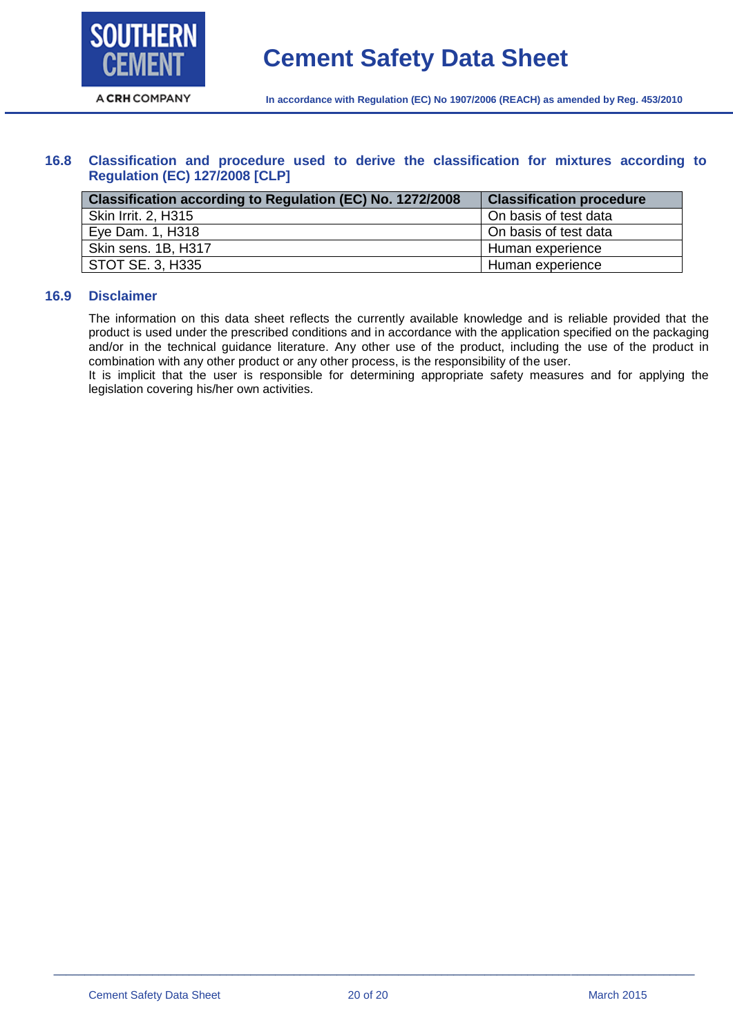## 16.8 Classification and procedure used to derive the classification for mixtures according to Regulation (EC) 127/2008 [CLP]

| Classification according to Regulation (EC) No. 1272/2008 | Classification procedure |
|---|---|
| Skin Irrit. 2, H315 | On basis of test data |
| Eye Dam. 1, H318 | On basis of test data |
| Skin sens. 1B, H317 | Human experience |
| STOT SE. 3, H335 | Human experience |

## 16.9 Disclaimer

The information on this data sheet reflects the currently available knowledge and is reliable provided that the product is used under the prescribed conditions and in accordance with the application specified on the packaging and/or in the technical guidance literature. Any other use of the product, including the use of the product in combination with any other product or any other process, is the responsibility of the user.
It is implicit that the user is responsible for determining appropriate safety measures and for applying the legislation covering his/her own activities.